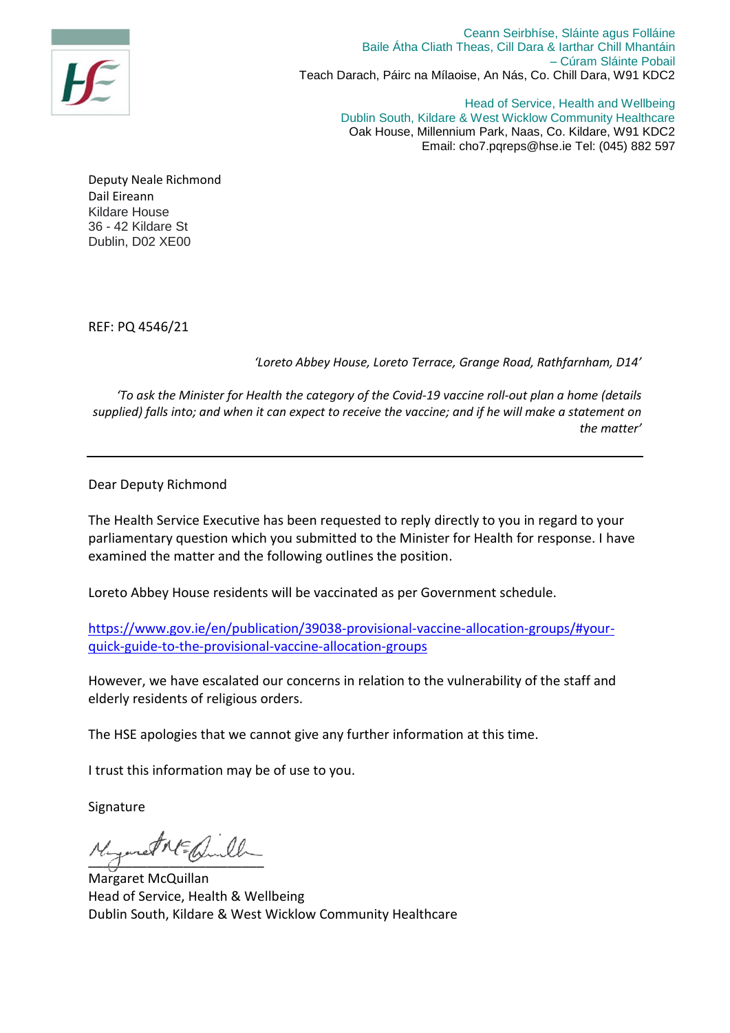Ceann Seirbhíse, Sláinte agus Folláine
Baile Átha Cliath Theas, Cill Dara & Iarthar Chill Mhantáin
– Cúram Sláinte Pobail
Teach Darach, Páirc na Mílaoise, An Nás, Co. Chill Dara, W91 KDC2

Head of Service, Health and Wellbeing
Dublin South, Kildare & West Wicklow Community Healthcare
Oak House, Millennium Park, Naas, Co. Kildare, W91 KDC2
Email: cho7.pqreps@hse.ie Tel: (045) 882 597

Deputy Neale Richmond
Dail Eireann
Kildare House
36 - 42 Kildare St
Dublin, D02 XE00

REF: PQ 4546/21

*'Loreto Abbey House, Loreto Terrace, Grange Road, Rathfarnham, D14'*

*'To ask the Minister for Health the category of the Covid-19 vaccine roll-out plan a home (details supplied) falls into; and when it can expect to receive the vaccine; and if he will make a statement on the matter'*

---

Dear Deputy Richmond

The Health Service Executive has been requested to reply directly to you in regard to your parliamentary question which you submitted to the Minister for Health for response. I have examined the matter and the following outlines the position.

Loreto Abbey House residents will be vaccinated as per Government schedule.

https://www.gov.ie/en/publication/39038-provisional-vaccine-allocation-groups/#your-quick-guide-to-the-provisional-vaccine-allocation-groups

However, we have escalated our concerns in relation to the vulnerability of the staff and elderly residents of religious orders.

The HSE apologies that we cannot give any further information at this time.

I trust this information may be of use to you.

Signature

Margaret McQuillan
Head of Service, Health & Wellbeing
Dublin South, Kildare & West Wicklow Community Healthcare